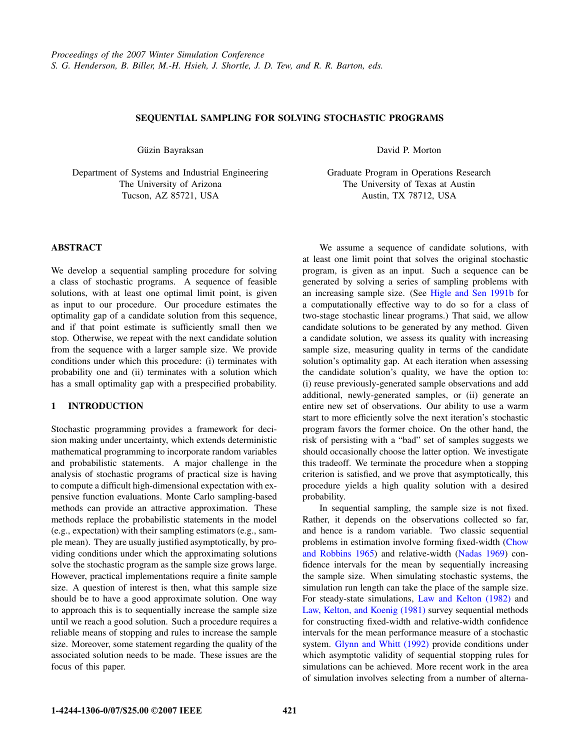Proceedings of the 2007 Winter Simulation Conference
S. G. Henderson, B. Biller, M.-H. Hsieh, J. Shortle, J. D. Tew, and R. R. Barton, eds.

# SEQUENTIAL SAMPLING FOR SOLVING STOCHASTIC PROGRAMS

Güzin Bayraksan

Department of Systems and Industrial Engineering
The University of Arizona
Tucson, AZ 85721, USA

David P. Morton

Graduate Program in Operations Research
The University of Texas at Austin
Austin, TX 78712, USA

## ABSTRACT

We develop a sequential sampling procedure for solving a class of stochastic programs. A sequence of feasible solutions, with at least one optimal limit point, is given as input to our procedure. Our procedure estimates the optimality gap of a candidate solution from this sequence, and if that point estimate is sufficiently small then we stop. Otherwise, we repeat with the next candidate solution from the sequence with a larger sample size. We provide conditions under which this procedure: (i) terminates with probability one and (ii) terminates with a solution which has a small optimality gap with a prespecified probability.

## 1 INTRODUCTION

Stochastic programming provides a framework for decision making under uncertainty, which extends deterministic mathematical programming to incorporate random variables and probabilistic statements. A major challenge in the analysis of stochastic programs of practical size is having to compute a difficult high-dimensional expectation with expensive function evaluations. Monte Carlo sampling-based methods can provide an attractive approximation. These methods replace the probabilistic statements in the model (e.g., expectation) with their sampling estimators (e.g., sample mean). They are usually justified asymptotically, by providing conditions under which the approximating solutions solve the stochastic program as the sample size grows large. However, practical implementations require a finite sample size. A question of interest is then, what this sample size should be to have a good approximate solution. One way to approach this is to sequentially increase the sample size until we reach a good solution. Such a procedure requires a reliable means of stopping and rules to increase the sample size. Moreover, some statement regarding the quality of the associated solution needs to be made. These issues are the focus of this paper.

We assume a sequence of candidate solutions, with at least one limit point that solves the original stochastic program, is given as an input. Such a sequence can be generated by solving a series of sampling problems with an increasing sample size. (See Higle and Sen 1991b for a computationally effective way to do so for a class of two-stage stochastic linear programs.) That said, we allow candidate solutions to be generated by any method. Given a candidate solution, we assess its quality with increasing sample size, measuring quality in terms of the candidate solution's optimality gap. At each iteration when assessing the candidate solution's quality, we have the option to: (i) reuse previously-generated sample observations and add additional, newly-generated samples, or (ii) generate an entire new set of observations. Our ability to use a warm start to more efficiently solve the next iteration's stochastic program favors the former choice. On the other hand, the risk of persisting with a "bad" set of samples suggests we should occasionally choose the latter option. We investigate this tradeoff. We terminate the procedure when a stopping criterion is satisfied, and we prove that asymptotically, this procedure yields a high quality solution with a desired probability.

In sequential sampling, the sample size is not fixed. Rather, it depends on the observations collected so far, and hence is a random variable. Two classic sequential problems in estimation involve forming fixed-width (Chow and Robbins 1965) and relative-width (Nadas 1969) confidence intervals for the mean by sequentially increasing the sample size. When simulating stochastic systems, the simulation run length can take the place of the sample size. For steady-state simulations, Law and Kelton (1982) and Law, Kelton, and Koenig (1981) survey sequential methods for constructing fixed-width and relative-width confidence intervals for the mean performance measure of a stochastic system. Glynn and Whitt (1992) provide conditions under which asymptotic validity of sequential stopping rules for simulations can be achieved. More recent work in the area of simulation involves selecting from a number of alterna-

1-4244-1306-0/07/$25.00 ©2007 IEEE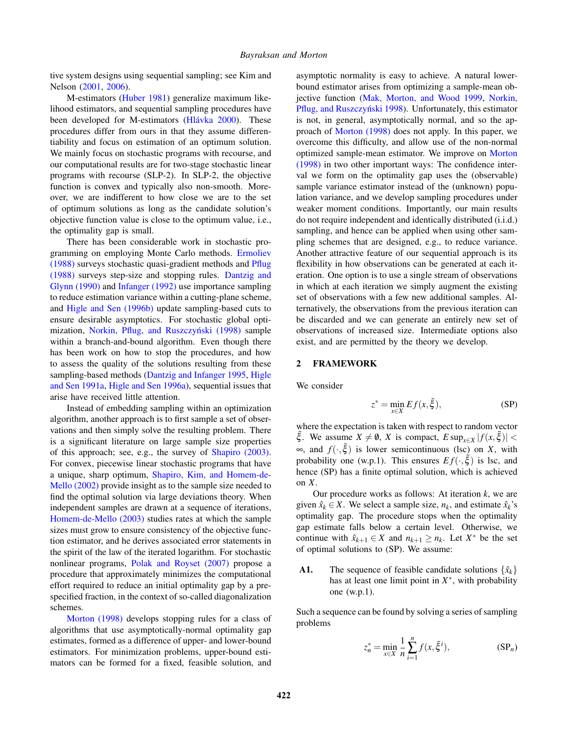tive system designs using sequential sampling; see Kim and Nelson (2001, 2006).

M-estimators (Huber 1981) generalize maximum likelihood estimators, and sequential sampling procedures have been developed for M-estimators (Hlávka 2000). These procedures differ from ours in that they assume differentiability and focus on estimation of an optimum solution. We mainly focus on stochastic programs with recourse, and our computational results are for two-stage stochastic linear programs with recourse (SLP-2). In SLP-2, the objective function is convex and typically also non-smooth. Moreover, we are indifferent to how close we are to the set of optimum solutions as long as the candidate solution's objective function value is close to the optimum value, i.e., the optimality gap is small.

There has been considerable work in stochastic programming on employing Monte Carlo methods. Ermoliev (1988) surveys stochastic quasi-gradient methods and Pflug (1988) surveys step-size and stopping rules. Dantzig and Glynn (1990) and Infanger (1992) use importance sampling to reduce estimation variance within a cutting-plane scheme, and Higle and Sen (1996b) update sampling-based cuts to ensure desirable asymptotics. For stochastic global optimization, Norkin, Pflug, and Ruszczyński (1998) sample within a branch-and-bound algorithm. Even though there has been work on how to stop the procedures, and how to assess the quality of the solutions resulting from these sampling-based methods (Dantzig and Infanger 1995, Higle and Sen 1991a, Higle and Sen 1996a), sequential issues that arise have received little attention.

Instead of embedding sampling within an optimization algorithm, another approach is to first sample a set of observations and then simply solve the resulting problem. There is a significant literature on large sample size properties of this approach; see, e.g., the survey of Shapiro (2003). For convex, piecewise linear stochastic programs that have a unique, sharp optimum, Shapiro, Kim, and Homem-de-Mello (2002) provide insight as to the sample size needed to find the optimal solution via large deviations theory. When independent samples are drawn at a sequence of iterations, Homem-de-Mello (2003) studies rates at which the sample sizes must grow to ensure consistency of the objective function estimator, and he derives associated error statements in the spirit of the law of the iterated logarithm. For stochastic nonlinear programs, Polak and Royset (2007) propose a procedure that approximately minimizes the computational effort required to reduce an initial optimality gap by a prespecified fraction, in the context of so-called diagonalization schemes.

Morton (1998) develops stopping rules for a class of algorithms that use asymptotically-normal optimality gap estimates, formed as a difference of upper- and lower-bound estimators. For minimization problems, upper-bound estimators can be formed for a fixed, feasible solution, and asymptotic normality is easy to achieve. A natural lower-bound estimator arises from optimizing a sample-mean objective function (Mak, Morton, and Wood 1999, Norkin, Pflug, and Ruszczyński 1998). Unfortunately, this estimator is not, in general, asymptotically normal, and so the approach of Morton (1998) does not apply. In this paper, we overcome this difficulty, and allow use of the non-normal optimized sample-mean estimator. We improve on Morton (1998) in two other important ways: The confidence interval we form on the optimality gap uses the (observable) sample variance estimator instead of the (unknown) population variance, and we develop sampling procedures under weaker moment conditions. Importantly, our main results do not require independent and identically distributed (i.i.d.) sampling, and hence can be applied when using other sampling schemes that are designed, e.g., to reduce variance. Another attractive feature of our sequential approach is its flexibility in how observations can be generated at each iteration. One option is to use a single stream of observations in which at each iteration we simply augment the existing set of observations with a few new additional samples. Alternatively, the observations from the previous iteration can be discarded and we can generate an entirely new set of observations of increased size. Intermediate options also exist, and are permitted by the theory we develop.

## 2 FRAMEWORK

We consider

$$z^* = \min_{x \in X} Ef(x, \tilde{\xi}), \qquad \text{(SP)}$$

where the expectation is taken with respect to random vector $\tilde{\xi}$. We assume $X \neq \emptyset$, $X$ is compact, $E \sup_{x \in X} |f(x, \tilde{\xi})| < \infty$, and $f(\cdot, \tilde{\xi})$ is lower semicontinuous (lsc) on $X$, with probability one (w.p.1). This ensures $Ef(\cdot, \tilde{\xi})$ is lsc, and hence (SP) has a finite optimal solution, which is achieved on $X$.

Our procedure works as follows: At iteration $k$, we are given $\hat{x}_k \in X$. We select a sample size, $n_k$, and estimate $\hat{x}_k$'s optimality gap. The procedure stops when the optimality gap estimate falls below a certain level. Otherwise, we continue with $\hat{x}_{k+1} \in X$ and $n_{k+1} \geq n_k$. Let $X^*$ be the set of optimal solutions to (SP). We assume:

**A1.** The sequence of feasible candidate solutions $\{\hat{x}_k\}$ has at least one limit point in $X^*$, with probability one (w.p.1).

Such a sequence can be found by solving a series of sampling problems

$$z_n^* = \min_{x \in X} \frac{1}{n} \sum_{i=1}^{n} f(x, \tilde{\xi}^i), \qquad (\text{SP}_n)$$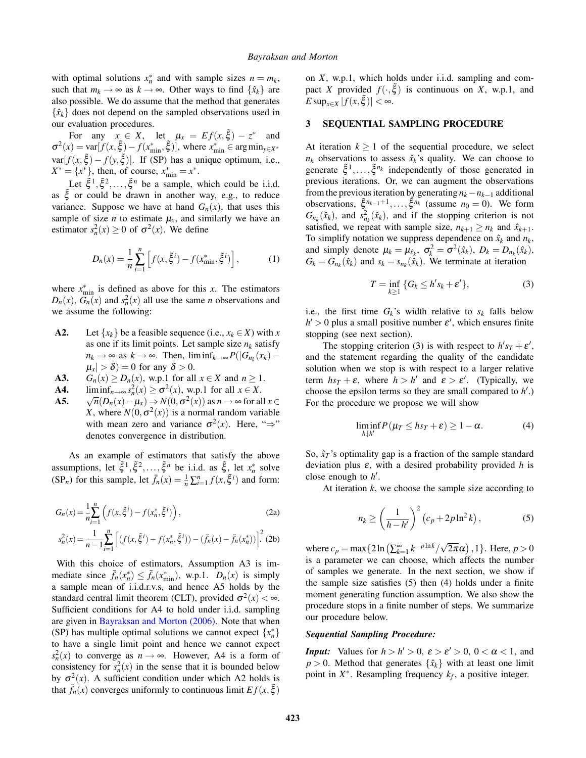with optimal solutions $x_n^*$ and with sample sizes $n = m_k$, such that $m_k \to \infty$ as $k \to \infty$. Other ways to find $\{\hat{x}_k\}$ are also possible. We do assume that the method that generates $\{\hat{x}_k\}$ does not depend on the sampled observations used in our evaluation procedures.

For any $x \in X$, let $\mu_x = Ef(x, \tilde{\xi}) - z^*$ and $\sigma^2(x) = \text{var}[f(x, \tilde{\xi}) - f(x^*_{\min}, \tilde{\xi})]$, where $x^*_{\min} \in \arg\min_{y \in X^*} \text{var}[f(x, \tilde{\xi}) - f(y, \tilde{\xi})]$. If (SP) has a unique optimum, i.e., $X^* = \{x^*\}$, then, of course, $x^*_{\min} = x^*$.

Let $\tilde{\xi}^1, \tilde{\xi}^2, \ldots, \tilde{\xi}^n$ be a sample, which could be i.i.d. as $\tilde{\xi}$ or could be drawn in another way, e.g., to reduce variance. Suppose we have at hand $G_n(x)$, that uses this sample of size $n$ to estimate $\mu_x$, and similarly we have an estimator $s_n^2(x) \geq 0$ of $\sigma^2(x)$. We define

$$D_n(x) = \frac{1}{n} \sum_{i=1}^{n} \left[ f(x, \tilde{\xi}^i) - f(x^*_{\min}, \tilde{\xi}^i) \right], \quad (1)$$

where $x^*_{\min}$ is defined as above for this $x$. The estimators $D_n(x)$, $G_n(x)$ and $s_n^2(x)$ all use the same $n$ observations and we assume the following:

- **A2.** Let $\{x_k\}$ be a feasible sequence (i.e., $x_k \in X$) with $x$ as one if its limit points. Let sample size $n_k$ satisfy $n_k \to \infty$ as $k \to \infty$. Then, $\liminf_{k \to \infty} P(|G_{n_k}(x_k) - \mu_x| > \delta) = 0$ for any $\delta > 0$.
- **A3.** $G_n(x) \geq D_n(x)$, w.p.1 for all $x \in X$ and $n \geq 1$.
- **A4.** $\liminf_{n \to \infty} s_n^2(x) \geq \sigma^2(x)$, w.p.1 for all $x \in X$.
- **A5.** $\sqrt{n}(D_n(x) - \mu_x) \Rightarrow N(0, \sigma^2(x))$ as $n \to \infty$ for all $x \in X$, where $N(0, \sigma^2(x))$ is a normal random variable with mean zero and variance $\sigma^2(x)$. Here, "$\Rightarrow$" denotes convergence in distribution.

As an example of estimators that satisfy the above assumptions, let $\tilde{\xi}^1, \tilde{\xi}^2, \ldots, \tilde{\xi}^n$ be i.i.d. as $\tilde{\xi}$, let $x_n^*$ solve (SP$_n$) for this sample, let $\bar{f}_n(x) = \frac{1}{n} \sum_{i=1}^{n} f(x, \tilde{\xi}^i)$ and form:

$$G_n(x) = \frac{1}{n} \sum_{i=1}^{n} \left( f(x, \tilde{\xi}^i) - f(x_n^*, \tilde{\xi}^i) \right), \quad (2a)$$

$$s_n^2(x) = \frac{1}{n-1} \sum_{i=1}^{n} \left[ (f(x, \tilde{\xi}^i) - f(x_n^*, \tilde{\xi}^i)) - (\bar{f}_n(x) - \bar{f}_n(x_n^*)) \right]^2 \quad (2b)$$

With this choice of estimators, Assumption A3 is immediate since $\bar{f}_n(x_n^*) \leq \bar{f}_n(x^*_{\min})$, w.p.1. $D_n(x)$ is simply a sample mean of i.i.d.r.v.s, and hence A5 holds by the standard central limit theorem (CLT), provided $\sigma^2(x) < \infty$. Sufficient conditions for A4 to hold under i.i.d. sampling are given in Bayraksan and Morton (2006). Note that when (SP) has multiple optimal solutions we cannot expect $\{x_n^*\}$ to have a single limit point and hence we cannot expect $s_n^2(x)$ to converge as $n \to \infty$. However, A4 is a form of consistency for $s_n^2(x)$ in the sense that it is bounded below by $\sigma^2(x)$. A sufficient condition under which A2 holds is that $\bar{f}_n(x)$ converges uniformly to continuous limit $Ef(x, \tilde{\xi})$ on $X$, w.p.1, which holds under i.i.d. sampling and compact $X$ provided $f(\cdot, \tilde{\xi})$ is continuous on $X$, w.p.1, and $E \sup_{x \in X} |f(x, \tilde{\xi})| < \infty$.

## 3 SEQUENTIAL SAMPLING PROCEDURE

At iteration $k \geq 1$ of the sequential procedure, we select $n_k$ observations to assess $\hat{x}_k$'s quality. We can choose to generate $\tilde{\xi}^1, \ldots, \tilde{\xi}^{n_k}$ independently of those generated in previous iterations. Or, we can augment the observations from the previous iteration by generating $n_k - n_{k-1}$ additional observations, $\tilde{\xi}^{n_{k-1}+1}, \ldots, \tilde{\xi}^{n_k}$ (assume $n_0 = 0$). We form $G_{n_k}(\hat{x}_k)$, and $s^2_{n_k}(\hat{x}_k)$, and if the stopping criterion is not satisfied, we repeat with sample size, $n_{k+1} \geq n_k$ and $\hat{x}_{k+1}$. To simplify notation we suppress dependence on $\hat{x}_k$ and $n_k$, and simply denote $\mu_k = \mu_{\hat{x}_k}$, $\sigma_k^2 = \sigma^2(\hat{x}_k)$, $D_k = D_{n_k}(\hat{x}_k)$, $G_k = G_{n_k}(\hat{x}_k)$ and $s_k = s_{n_k}(\hat{x}_k)$. We terminate at iteration

$$T = \inf_{k \geq 1} \{G_k \leq h' s_k + \varepsilon'\}, \quad (3)$$

i.e., the first time $G_k$'s width relative to $s_k$ falls below $h' > 0$ plus a small positive number $\varepsilon'$, which ensures finite stopping (see next section).

The stopping criterion (3) is with respect to $h' s_T + \varepsilon'$, and the statement regarding the quality of the candidate solution when we stop is with respect to a larger relative term $h s_T + \varepsilon$, where $h > h'$ and $\varepsilon > \varepsilon'$. (Typically, we choose the epsilon terms so they are small compared to $h'$.) For the procedure we propose we will show

$$\liminf_{h \downarrow h'} P(\mu_T \leq h s_T + \varepsilon) \geq 1 - \alpha. \quad (4)$$

So, $\hat{x}_T$'s optimality gap is a fraction of the sample standard deviation plus $\varepsilon$, with a desired probability provided $h$ is close enough to $h'$.

At iteration $k$, we choose the sample size according to

$$n_k \geq \left( \frac{1}{h - h'} \right)^2 \left( c_p + 2p \ln^2 k \right), \quad (5)$$

where $c_p = \max\{2 \ln \left( \sum_{k=1}^{\infty} k^{-p \ln k} / \sqrt{2\pi} \alpha \right), 1\}$. Here, $p > 0$ is a parameter we can choose, which affects the number of samples we generate. In the next section, we show if the sample size satisfies (5) then (4) holds under a finite moment generating function assumption. We also show the procedure stops in a finite number of steps. We summarize our procedure below.

***Sequential Sampling Procedure:***

***Input:*** Values for $h > h' > 0$, $\varepsilon > \varepsilon' > 0$, $0 < \alpha < 1$, and $p > 0$. Method that generates $\{\hat{x}_k\}$ with at least one limit point in $X^*$. Resampling frequency $k_f$, a positive integer.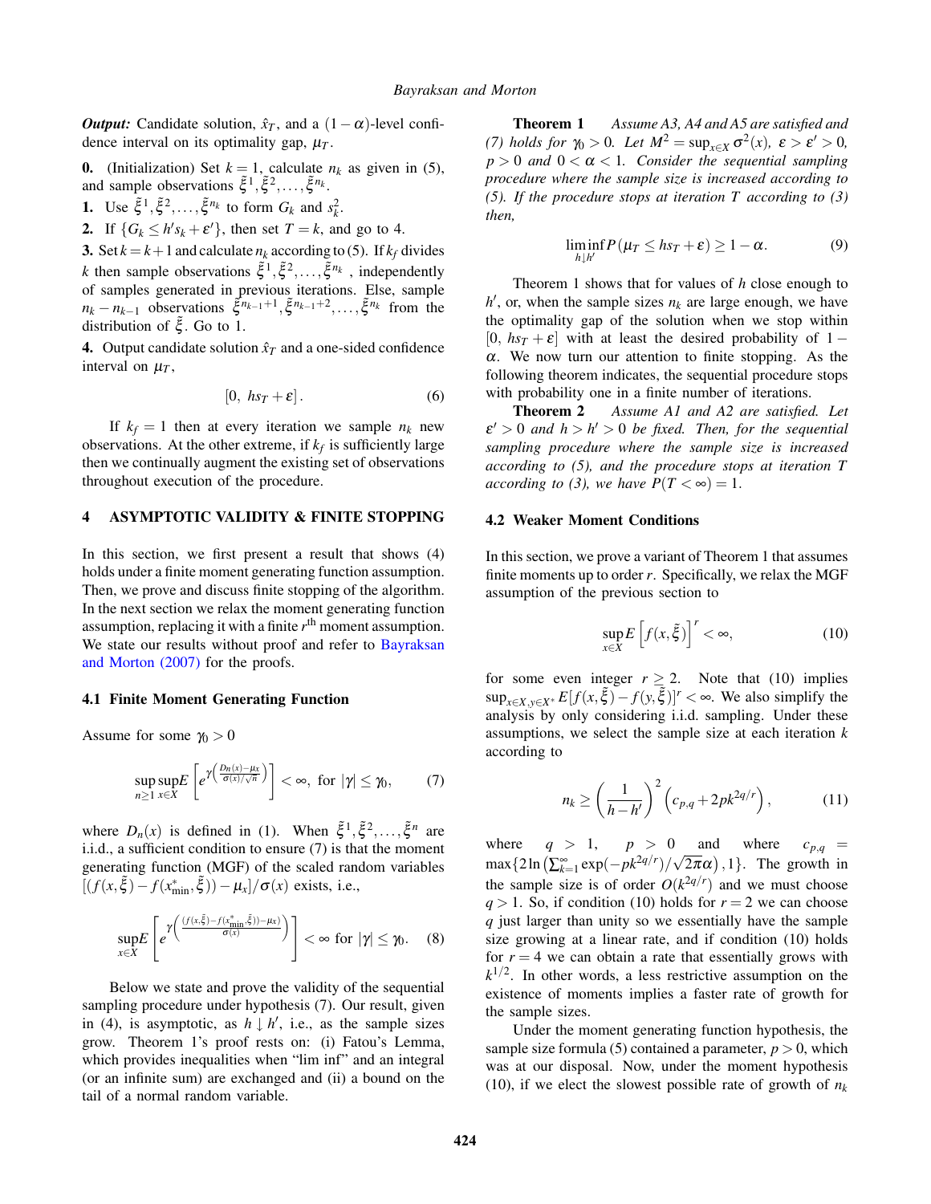***Output:*** Candidate solution, $\hat{x}_T$, and a $(1-\alpha)$-level confidence interval on its optimality gap, $\mu_T$.

**0.** (Initialization) Set $k=1$, calculate $n_k$ as given in (5), and sample observations $\tilde{\xi}^1, \tilde{\xi}^2, \ldots, \tilde{\xi}^{n_k}$.

**1.** Use $\tilde{\xi}^1, \tilde{\xi}^2, \ldots, \tilde{\xi}^{n_k}$ to form $G_k$ and $s_k^2$.

**2.** If $\{G_k \leq h' s_k + \varepsilon'\}$, then set $T=k$, and go to 4.

**3.** Set $k=k+1$ and calculate $n_k$ according to (5). If $k_f$ divides $k$ then sample observations $\tilde{\xi}^1, \tilde{\xi}^2, \ldots, \tilde{\xi}^{n_k}$, independently of samples generated in previous iterations. Else, sample $n_k - n_{k-1}$ observations $\tilde{\xi}^{n_{k-1}+1}, \tilde{\xi}^{n_{k-1}+2}, \ldots, \tilde{\xi}^{n_k}$ from the distribution of $\tilde{\xi}$. Go to 1.

**4.** Output candidate solution $\hat{x}_T$ and a one-sided confidence interval on $\mu_T$,

$$[0,\ hs_T + \varepsilon]. \tag{6}$$

If $k_f = 1$ then at every iteration we sample $n_k$ new observations. At the other extreme, if $k_f$ is sufficiently large then we continually augment the existing set of observations throughout execution of the procedure.

## 4 ASYMPTOTIC VALIDITY & FINITE STOPPING

In this section, we first present a result that shows (4) holds under a finite moment generating function assumption. Then, we prove and discuss finite stopping of the algorithm. In the next section we relax the moment generating function assumption, replacing it with a finite $r^{\text{th}}$ moment assumption. We state our results without proof and refer to Bayraksan and Morton (2007) for the proofs.

### 4.1 Finite Moment Generating Function

Assume for some $\gamma_0 > 0$

$$\sup_{n\geq 1}\sup_{x\in X} E\left[e^{\gamma\left(\frac{D_n(x)-\mu_x}{\sigma(x)/\sqrt{n}}\right)}\right] < \infty, \text{ for } |\gamma| \leq \gamma_0, \tag{7}$$

where $D_n(x)$ is defined in (1). When $\tilde{\xi}^1, \tilde{\xi}^2, \ldots, \tilde{\xi}^n$ are i.i.d., a sufficient condition to ensure (7) is that the moment generating function (MGF) of the scaled random variables $[(f(x,\tilde{\xi}) - f(x^*_{\min},\tilde{\xi})) - \mu_x]/\sigma(x)$ exists, i.e.,

$$\sup_{x\in X} E\left[e^{\gamma\left(\frac{(f(x,\tilde{\xi})-f(x^*_{\min},\tilde{\xi}))-\mu_x)}{\sigma(x)}\right)}\right] < \infty \text{ for } |\gamma| \leq \gamma_0. \tag{8}$$

Below we state and prove the validity of the sequential sampling procedure under hypothesis (7). Our result, given in (4), is asymptotic, as $h \downarrow h'$, i.e., as the sample sizes grow. Theorem 1's proof rests on: (i) Fatou's Lemma, which provides inequalities when "lim inf" and an integral (or an infinite sum) are exchanged and (ii) a bound on the tail of a normal random variable.

**Theorem 1** *Assume A3, A4 and A5 are satisfied and (7) holds for $\gamma_0 > 0$. Let $M^2 = \sup_{x\in X}\sigma^2(x)$, $\varepsilon > \varepsilon' > 0$, $p > 0$ and $0 < \alpha < 1$. Consider the sequential sampling procedure where the sample size is increased according to (5). If the procedure stops at iteration $T$ according to (3) then,*

$$\liminf_{h\downarrow h'} P(\mu_T \leq hs_T + \varepsilon) \geq 1-\alpha. \tag{9}$$

Theorem 1 shows that for values of $h$ close enough to $h'$, or, when the sample sizes $n_k$ are large enough, we have the optimality gap of the solution when we stop within $[0,\ hs_T + \varepsilon]$ with at least the desired probability of $1-\alpha$. We now turn our attention to finite stopping. As the following theorem indicates, the sequential procedure stops with probability one in a finite number of iterations.

**Theorem 2** *Assume A1 and A2 are satisfied. Let $\varepsilon' > 0$ and $h > h' > 0$ be fixed. Then, for the sequential sampling procedure where the sample size is increased according to (5), and the procedure stops at iteration $T$ according to (3), we have $P(T < \infty) = 1$.*

### 4.2 Weaker Moment Conditions

In this section, we prove a variant of Theorem 1 that assumes finite moments up to order $r$. Specifically, we relax the MGF assumption of the previous section to

$$\sup_{x\in X} E\left[f(x,\tilde{\xi})\right]^r < \infty, \tag{10}$$

for some even integer $r \geq 2$. Note that (10) implies $\sup_{x\in X, y\in X^*} E[f(x,\tilde{\xi}) - f(y,\tilde{\xi})]^r < \infty$. We also simplify the analysis by only considering i.i.d. sampling. Under these assumptions, we select the sample size at each iteration $k$ according to

$$n_k \geq \left(\frac{1}{h-h'}\right)^2 \left(c_{p,q} + 2pk^{2q/r}\right), \tag{11}$$

where $q > 1$, $p > 0$ and where $c_{p,q} = \max\{2\ln\left(\sum_{k=1}^{\infty}\exp(-pk^{2q/r})/\sqrt{2\pi}\alpha\right), 1\}$. The growth in the sample size is of order $O(k^{2q/r})$ and we must choose $q > 1$. So, if condition (10) holds for $r=2$ we can choose $q$ just larger than unity so we essentially have the sample size growing at a linear rate, and if condition (10) holds for $r=4$ we can obtain a rate that essentially grows with $k^{1/2}$. In other words, a less restrictive assumption on the existence of moments implies a faster rate of growth for the sample sizes.

Under the moment generating function hypothesis, the sample size formula (5) contained a parameter, $p > 0$, which was at our disposal. Now, under the moment hypothesis (10), if we elect the slowest possible rate of growth of $n_k$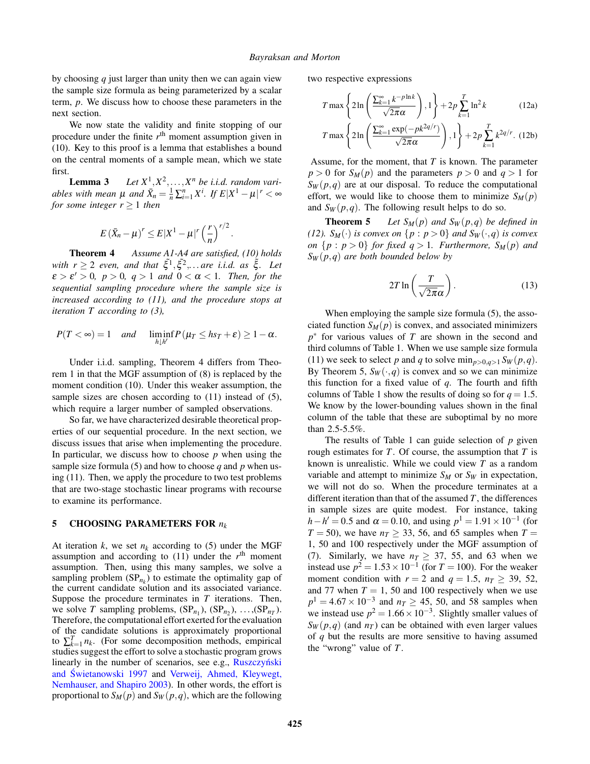by choosing $q$ just larger than unity then we can again view the sample size formula as being parameterized by a scalar term, $p$. We discuss how to choose these parameters in the next section.

We now state the validity and finite stopping of our procedure under the finite $r^{\text{th}}$ moment assumption given in (10). Key to this proof is a lemma that establishes a bound on the central moments of a sample mean, which we state first.

**Lemma 3** *Let $X^1, X^2, \ldots, X^n$ be i.i.d. random variables with mean $\mu$ and $\bar{X}_n = \frac{1}{n}\sum_{i=1}^{n} X^i$. If $E|X^1 - \mu|^r < \infty$ for some integer $r \geq 1$ then*

$$E\left(\bar{X}_n - \mu\right)^r \leq E|X^1 - \mu|^r \left(\frac{r}{n}\right)^{r/2}.$$

**Theorem 4** *Assume A1-A4 are satisfied, (10) holds with $r \geq 2$ even, and that $\tilde{\xi}^1, \tilde{\xi}^2, \ldots$ are i.i.d. as $\tilde{\xi}$. Let $\varepsilon > \varepsilon' > 0$, $p > 0$, $q > 1$ and $0 < \alpha < 1$. Then, for the sequential sampling procedure where the sample size is increased according to (11), and the procedure stops at iteration $T$ according to (3),*

$$P(T < \infty) = 1 \quad \text{and} \quad \liminf_{h \downarrow h'} P\left(\mu_T \leq h s_T + \varepsilon\right) \geq 1 - \alpha.$$

Under i.i.d. sampling, Theorem 4 differs from Theorem 1 in that the MGF assumption of (8) is replaced by the moment condition (10). Under this weaker assumption, the sample sizes are chosen according to (11) instead of (5), which require a larger number of sampled observations.

So far, we have characterized desirable theoretical properties of our sequential procedure. In the next section, we discuss issues that arise when implementing the procedure. In particular, we discuss how to choose $p$ when using the sample size formula (5) and how to choose $q$ and $p$ when using (11). Then, we apply the procedure to two test problems that are two-stage stochastic linear programs with recourse to examine its performance.

## 5 CHOOSING PARAMETERS FOR $n_k$

At iteration $k$, we set $n_k$ according to (5) under the MGF assumption and according to (11) under the $r^{\text{th}}$ moment assumption. Then, using this many samples, we solve a sampling problem ($\text{SP}_{n_k}$) to estimate the optimality gap of the current candidate solution and its associated variance. Suppose the procedure terminates in $T$ iterations. Then, we solve $T$ sampling problems, ($\text{SP}_{n_1}$), ($\text{SP}_{n_2}$), $\ldots$,($\text{SP}_{n_T}$). Therefore, the computational effort exerted for the evaluation of the candidate solutions is approximately proportional to $\sum_{k=1}^{T} n_k$. (For some decomposition methods, empirical studies suggest the effort to solve a stochastic program grows linearly in the number of scenarios, see e.g., Ruszczyński and Świetanowski 1997 and Verweij, Ahmed, Kleywegt, Nemhauser, and Shapiro 2003). In other words, the effort is proportional to $S_M(p)$ and $S_W(p,q)$, which are the following two respective expressions

$$T \max\left\{2\ln\left(\frac{\sum_{k=1}^{\infty} k^{-p\ln k}}{\sqrt{2\pi}\alpha}\right), 1\right\} + 2p\sum_{k=1}^{T} \ln^2 k \tag{12a}$$

$$T \max\left\{2\ln\left(\frac{\sum_{k=1}^{\infty} \exp(-pk^{2q/r})}{\sqrt{2\pi}\alpha}\right), 1\right\} + 2p\sum_{k=1}^{T} k^{2q/r}. \tag{12b}$$

Assume, for the moment, that $T$ is known. The parameter $p > 0$ for $S_M(p)$ and the parameters $p > 0$ and $q > 1$ for $S_W(p,q)$ are at our disposal. To reduce the computational effort, we would like to choose them to minimize $S_M(p)$ and $S_W(p,q)$. The following result helps to do so.

**Theorem 5** *Let $S_M(p)$ and $S_W(p,q)$ be defined in (12). $S_M(\cdot)$ is convex on $\{p : p > 0\}$ and $S_W(\cdot, q)$ is convex on $\{p : p > 0\}$ for fixed $q > 1$. Furthermore, $S_M(p)$ and $S_W(p,q)$ are both bounded below by*

$$2T\ln\left(\frac{T}{\sqrt{2\pi}\alpha}\right). \tag{13}$$

When employing the sample size formula (5), the associated function $S_M(p)$ is convex, and associated minimizers $p^*$ for various values of $T$ are shown in the second and third columns of Table 1. When we use sample size formula (11) we seek to select $p$ and $q$ to solve $\min_{p>0,q>1} S_W(p,q)$. By Theorem 5, $S_W(\cdot,q)$ is convex and so we can minimize this function for a fixed value of $q$. The fourth and fifth columns of Table 1 show the results of doing so for $q = 1.5$. We know by the lower-bounding values shown in the final column of the table that these are suboptimal by no more than 2.5-5.5%.

The results of Table 1 can guide selection of $p$ given rough estimates for $T$. Of course, the assumption that $T$ is known is unrealistic. While we could view $T$ as a random variable and attempt to minimize $S_M$ or $S_W$ in expectation, we will not do so. When the procedure terminates at a different iteration than that of the assumed $T$, the differences in sample sizes are quite modest. For instance, taking $h - h' = 0.5$ and $\alpha = 0.10$, and using $p^1 = 1.91 \times 10^{-1}$ (for $T = 50$), we have $n_T \geq 33$, 56, and 65 samples when $T =$ 1, 50 and 100 respectively under the MGF assumption of (7). Similarly, we have $n_T \geq 37$, 55, and 63 when we instead use $p^2 = 1.53 \times 10^{-1}$ (for $T = 100$). For the weaker moment condition with $r = 2$ and $q = 1.5$, $n_T \geq 39$, 52, and 77 when $T = 1$, 50 and 100 respectively when we use $p^1 = 4.67 \times 10^{-3}$ and $n_T \geq 45$, 50, and 58 samples when we instead use $p^2 = 1.66 \times 10^{-3}$. Slightly smaller values of $S_W(p,q)$ (and $n_T$) can be obtained with even larger values of $q$ but the results are more sensitive to having assumed the "wrong" value of $T$.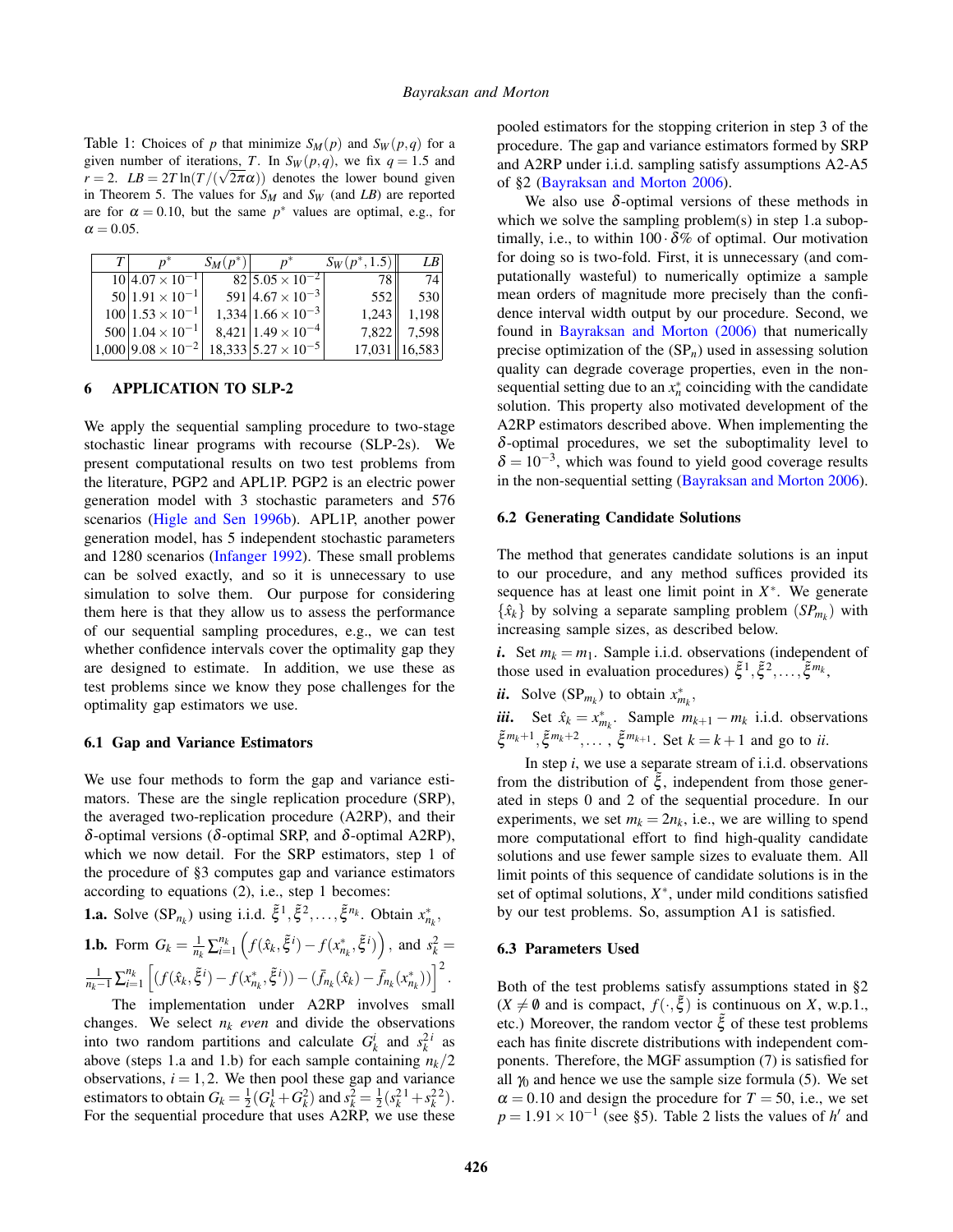Table 1: Choices of $p$ that minimize $S_M(p)$ and $S_W(p,q)$ for a given number of iterations, $T$. In $S_W(p,q)$, we fix $q = 1.5$ and $r = 2$. $LB = 2T \ln(T/(\sqrt{2\pi}\alpha))$ denotes the lower bound given in Theorem 5. The values for $S_M$ and $S_W$ (and $LB$) are reported are for $\alpha = 0.10$, but the same $p^*$ values are optimal, e.g., for $\alpha = 0.05$.

| $T$ | $p^*$ | $S_M(p^*)$ | $p^*$ | $S_W(p^*, 1.5)$ | $LB$ |
|---|---|---|---|---|---|
| 10 | $4.07 \times 10^{-1}$ | 82 | $5.05 \times 10^{-2}$ | 78 | 74 |
| 50 | $1.91 \times 10^{-1}$ | 591 | $4.67 \times 10^{-3}$ | 552 | 530 |
| 100 | $1.53 \times 10^{-1}$ | 1,334 | $1.66 \times 10^{-3}$ | 1,243 | 1,198 |
| 500 | $1.04 \times 10^{-1}$ | 8,421 | $1.49 \times 10^{-4}$ | 7,822 | 7,598 |
| 1,000 | $9.08 \times 10^{-2}$ | 18,333 | $5.27 \times 10^{-5}$ | 17,031 | 16,583 |

## 6 APPLICATION TO SLP-2

We apply the sequential sampling procedure to two-stage stochastic linear programs with recourse (SLP-2s). We present computational results on two test problems from the literature, PGP2 and APL1P. PGP2 is an electric power generation model with 3 stochastic parameters and 576 scenarios (Higle and Sen 1996b). APL1P, another power generation model, has 5 independent stochastic parameters and 1280 scenarios (Infanger 1992). These small problems can be solved exactly, and so it is unnecessary to use simulation to solve them. Our purpose for considering them here is that they allow us to assess the performance of our sequential sampling procedures, e.g., we can test whether confidence intervals cover the optimality gap they are designed to estimate. In addition, we use these as test problems since we know they pose challenges for the optimality gap estimators we use.

### 6.1 Gap and Variance Estimators

We use four methods to form the gap and variance estimators. These are the single replication procedure (SRP), the averaged two-replication procedure (A2RP), and their $\delta$-optimal versions ($\delta$-optimal SRP, and $\delta$-optimal A2RP), which we now detail. For the SRP estimators, step 1 of the procedure of §3 computes gap and variance estimators according to equations (2), i.e., step 1 becomes:

**1.a.** Solve $(\text{SP}_{n_k})$ using i.i.d. $\tilde{\xi}^1, \tilde{\xi}^2, \ldots, \tilde{\xi}^{n_k}$. Obtain $x^*_{n_k}$,

**1.b.** Form $G_k = \frac{1}{n_k}\sum_{i=1}^{n_k}\left(f(\hat{x}_k, \tilde{\xi}^i) - f(x^*_{n_k}, \tilde{\xi}^i)\right)$, and $s_k^2 = \frac{1}{n_k - 1}\sum_{i=1}^{n_k}\left[(f(\hat{x}_k, \tilde{\xi}^i) - f(x^*_{n_k}, \tilde{\xi}^i)) - (\bar{f}_{n_k}(\hat{x}_k) - \bar{f}_{n_k}(x^*_{n_k}))\right]^2$.

The implementation under A2RP involves small changes. We select $n_k$ *even* and divide the observations into two random partitions and calculate $G_k^i$ and $s_k^{2\,i}$ as above (steps 1.a and 1.b) for each sample containing $n_k/2$ observations, $i = 1, 2$. We then pool these gap and variance estimators to obtain $G_k = \frac{1}{2}(G_k^1 + G_k^2)$ and $s_k^2 = \frac{1}{2}(s_k^{2\,1} + s_k^{2\,2})$. For the sequential procedure that uses A2RP, we use these pooled estimators for the stopping criterion in step 3 of the procedure. The gap and variance estimators formed by SRP and A2RP under i.i.d. sampling satisfy assumptions A2-A5 of §2 (Bayraksan and Morton 2006).

We also use $\delta$-optimal versions of these methods in which we solve the sampling problem(s) in step 1.a suboptimally, i.e., to within $100 \cdot \delta\%$ of optimal. Our motivation for doing so is two-fold. First, it is unnecessary (and computationally wasteful) to numerically optimize a sample mean orders of magnitude more precisely than the confidence interval width output by our procedure. Second, we found in Bayraksan and Morton (2006) that numerically precise optimization of the $(\text{SP}_n)$ used in assessing solution quality can degrade coverage properties, even in the non-sequential setting due to an $x^*_n$ coinciding with the candidate solution. This property also motivated development of the A2RP estimators described above. When implementing the $\delta$-optimal procedures, we set the suboptimality level to $\delta = 10^{-3}$, which was found to yield good coverage results in the non-sequential setting (Bayraksan and Morton 2006).

### 6.2 Generating Candidate Solutions

The method that generates candidate solutions is an input to our procedure, and any method suffices provided its sequence has at least one limit point in $X^*$. We generate $\{\hat{x}_k\}$ by solving a separate sampling problem $(SP_{m_k})$ with increasing sample sizes, as described below.

***i.*** Set $m_k = m_1$. Sample i.i.d. observations (independent of those used in evaluation procedures) $\tilde{\xi}^1, \tilde{\xi}^2, \ldots, \tilde{\xi}^{m_k}$,

***ii.*** Solve $(\text{SP}_{m_k})$ to obtain $x^*_{m_k}$,

***iii.*** Set $\hat{x}_k = x^*_{m_k}$. Sample $m_{k+1} - m_k$ i.i.d. observations $\tilde{\xi}^{m_k+1}, \tilde{\xi}^{m_k+2}, \ldots, \tilde{\xi}^{m_{k+1}}$. Set $k = k+1$ and go to *ii*.

In step *i*, we use a separate stream of i.i.d. observations from the distribution of $\tilde{\xi}$, independent from those generated in steps 0 and 2 of the sequential procedure. In our experiments, we set $m_k = 2n_k$, i.e., we are willing to spend more computational effort to find high-quality candidate solutions and use fewer sample sizes to evaluate them. All limit points of this sequence of candidate solutions is in the set of optimal solutions, $X^*$, under mild conditions satisfied by our test problems. So, assumption A1 is satisfied.

### 6.3 Parameters Used

Both of the test problems satisfy assumptions stated in §2 ($X \neq \emptyset$ and is compact, $f(\cdot, \tilde{\xi})$ is continuous on $X$, w.p.1., etc.) Moreover, the random vector $\tilde{\xi}$ of these test problems each has finite discrete distributions with independent components. Therefore, the MGF assumption (7) is satisfied for all $\gamma_0$ and hence we use the sample size formula (5). We set $\alpha = 0.10$ and design the procedure for $T = 50$, i.e., we set $p = 1.91 \times 10^{-1}$ (see §5). Table 2 lists the values of $h'$ and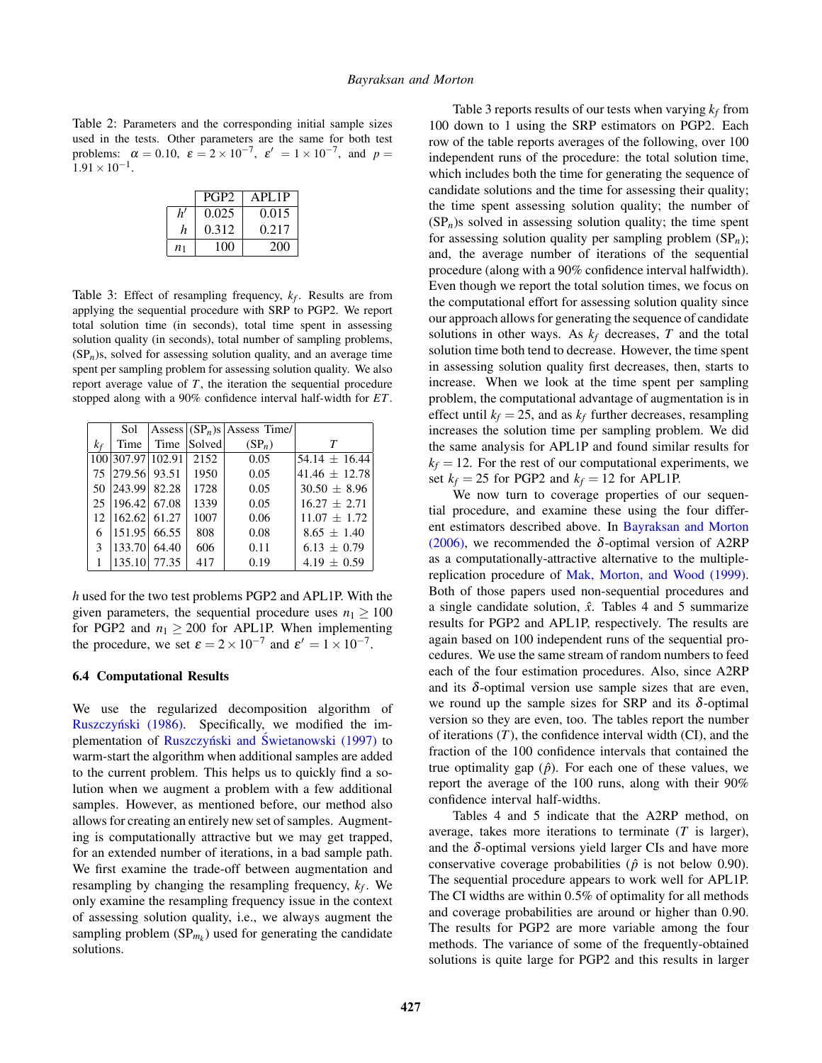Table 2: Parameters and the corresponding initial sample sizes used in the tests. Other parameters are the same for both test problems: $\alpha = 0.10$, $\varepsilon = 2 \times 10^{-7}$, $\varepsilon' = 1 \times 10^{-7}$, and $p = 1.91 \times 10^{-1}$.

| | PGP2 | APL1P |
|---|---|---|
| $h'$ | 0.025 | 0.015 |
| $h$ | 0.312 | 0.217 |
| $n_1$ | 100 | 200 |

Table 3: Effect of resampling frequency, $k_f$. Results are from applying the sequential procedure with SRP to PGP2. We report total solution time (in seconds), total time spent in assessing solution quality (in seconds), total number of sampling problems, $(\text{SP}_n)$s, solved for assessing solution quality, and an average time spent per sampling problem for assessing solution quality. We also report average value of $T$, the iteration the sequential procedure stopped along with a 90% confidence interval half-width for $ET$.

| $k_f$ | Sol Time | Assess Time | $(\text{SP}_n)$s Solved | Assess Time/ $(\text{SP}_n)$ | $T$ |
|---|---|---|---|---|---|
| 100 | 307.97 | 102.91 | 2152 | 0.05 | 54.14 $\pm$ 16.44 |
| 75 | 279.56 | 93.51 | 1950 | 0.05 | 41.46 $\pm$ 12.78 |
| 50 | 243.99 | 82.28 | 1728 | 0.05 | 30.50 $\pm$ 8.96 |
| 25 | 196.42 | 67.08 | 1339 | 0.05 | 16.27 $\pm$ 2.71 |
| 12 | 162.62 | 61.27 | 1007 | 0.06 | 11.07 $\pm$ 1.72 |
| 6 | 151.95 | 66.55 | 808 | 0.08 | 8.65 $\pm$ 1.40 |
| 3 | 133.70 | 64.40 | 606 | 0.11 | 6.13 $\pm$ 0.79 |
| 1 | 135.10 | 77.35 | 417 | 0.19 | 4.19 $\pm$ 0.59 |

$h$ used for the two test problems PGP2 and APL1P. With the given parameters, the sequential procedure uses $n_1 \geq 100$ for PGP2 and $n_1 \geq 200$ for APL1P. When implementing the procedure, we set $\varepsilon = 2 \times 10^{-7}$ and $\varepsilon' = 1 \times 10^{-7}$.

### 6.4 Computational Results

We use the regularized decomposition algorithm of Ruszczyński (1986). Specifically, we modified the implementation of Ruszczyński and Świetanowski (1997) to warm-start the algorithm when additional samples are added to the current problem. This helps us to quickly find a solution when we augment a problem with a few additional samples. However, as mentioned before, our method also allows for creating an entirely new set of samples. Augmenting is computationally attractive but we may get trapped, for an extended number of iterations, in a bad sample path. We first examine the trade-off between augmentation and resampling by changing the resampling frequency, $k_f$. We only examine the resampling frequency issue in the context of assessing solution quality, i.e., we always augment the sampling problem $(\text{SP}_{m_k})$ used for generating the candidate solutions.

Table 3 reports results of our tests when varying $k_f$ from 100 down to 1 using the SRP estimators on PGP2. Each row of the table reports averages of the following, over 100 independent runs of the procedure: the total solution time, which includes both the time for generating the sequence of candidate solutions and the time for assessing their quality; the time spent assessing solution quality; the number of $(\text{SP}_n)$s solved in assessing solution quality; the time spent for assessing solution quality per sampling problem $(\text{SP}_n)$; and, the average number of iterations of the sequential procedure (along with a 90% confidence interval halfwidth). Even though we report the total solution times, we focus on the computational effort for assessing solution quality since our approach allows for generating the sequence of candidate solutions in other ways. As $k_f$ decreases, $T$ and the total solution time both tend to decrease. However, the time spent in assessing solution quality first decreases, then, starts to increase. When we look at the time spent per sampling problem, the computational advantage of augmentation is in effect until $k_f = 25$, and as $k_f$ further decreases, resampling increases the solution time per sampling problem. We did the same analysis for APL1P and found similar results for $k_f = 12$. For the rest of our computational experiments, we set $k_f = 25$ for PGP2 and $k_f = 12$ for APL1P.

We now turn to coverage properties of our sequential procedure, and examine these using the four different estimators described above. In Bayraksan and Morton (2006), we recommended the $\delta$-optimal version of A2RP as a computationally-attractive alternative to the multiple-replication procedure of Mak, Morton, and Wood (1999). Both of those papers used non-sequential procedures and a single candidate solution, $\hat{x}$. Tables 4 and 5 summarize results for PGP2 and APL1P, respectively. The results are again based on 100 independent runs of the sequential procedures. We use the same stream of random numbers to feed each of the four estimation procedures. Also, since A2RP and its $\delta$-optimal version use sample sizes that are even, we round up the sample sizes for SRP and its $\delta$-optimal version so they are even, too. The tables report the number of iterations $(T)$, the confidence interval width (CI), and the fraction of the 100 confidence intervals that contained the true optimality gap $(\hat{p})$. For each one of these values, we report the average of the 100 runs, along with their 90% confidence interval half-widths.

Tables 4 and 5 indicate that the A2RP method, on average, takes more iterations to terminate ($T$ is larger), and the $\delta$-optimal versions yield larger CIs and have more conservative coverage probabilities ($\hat{p}$ is not below 0.90). The sequential procedure appears to work well for APL1P. The CI widths are within 0.5% of optimality for all methods and coverage probabilities are around or higher than 0.90. The results for PGP2 are more variable among the four methods. The variance of some of the frequently-obtained solutions is quite large for PGP2 and this results in larger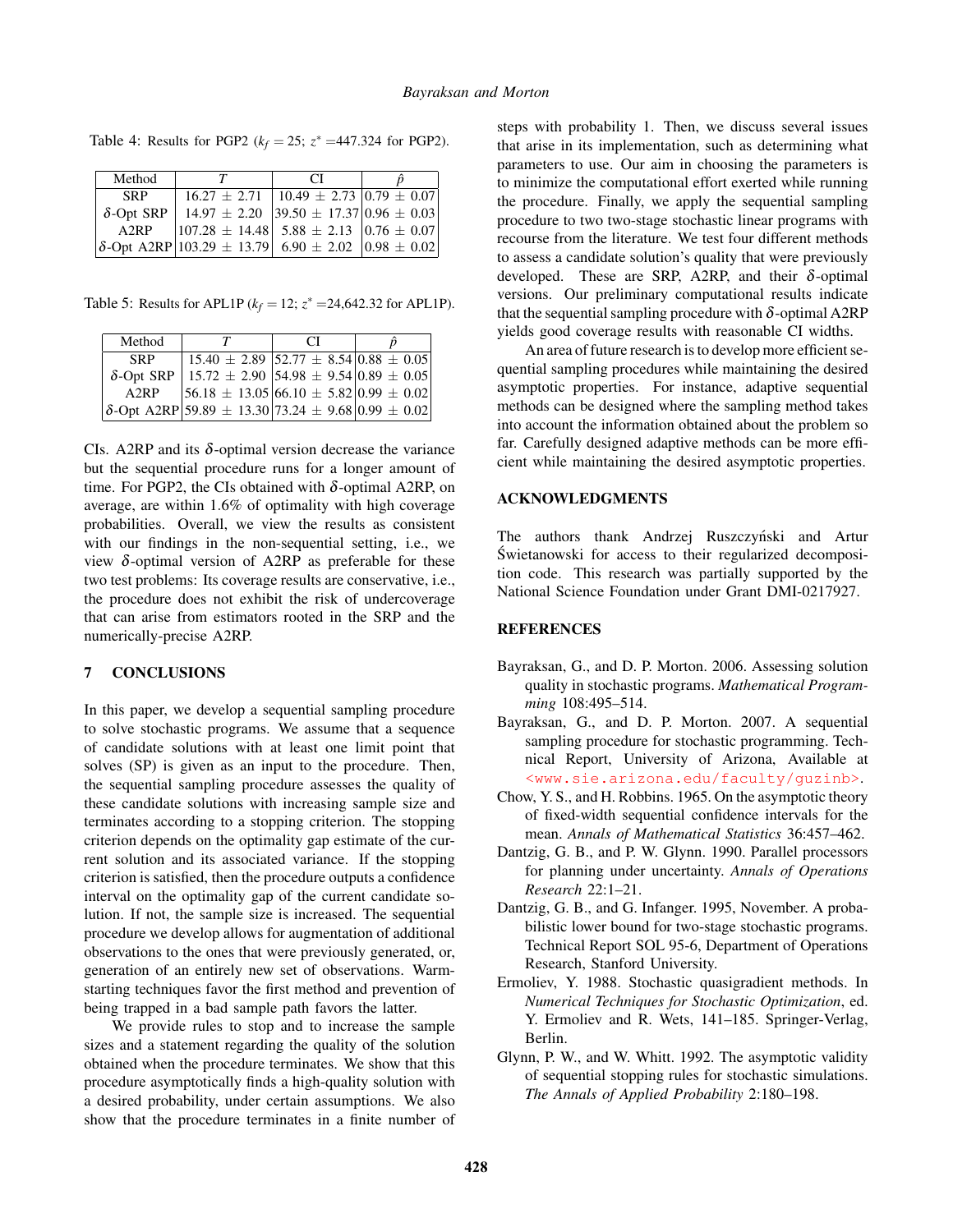Table 4: Results for PGP2 ($k_f = 25$; $z^* = 447.324$ for PGP2).

| Method | $T$ | CI | $\hat{p}$ |
|---|---|---|---|
| SRP | 16.27 ± 2.71 | 10.49 ± 2.73 | 0.79 ± 0.07 |
| $\delta$-Opt SRP | 14.97 ± 2.20 | 39.50 ± 17.37 | 0.96 ± 0.03 |
| A2RP | 107.28 ± 14.48 | 5.88 ± 2.13 | 0.76 ± 0.07 |
| $\delta$-Opt A2RP | 103.29 ± 13.79 | 6.90 ± 2.02 | 0.98 ± 0.02 |

Table 5: Results for APL1P ($k_f = 12$; $z^* = 24{,}642.32$ for APL1P).

| Method | $T$ | CI | $\hat{p}$ |
|---|---|---|---|
| SRP | 15.40 ± 2.89 | 52.77 ± 8.54 | 0.88 ± 0.05 |
| $\delta$-Opt SRP | 15.72 ± 2.90 | 54.98 ± 9.54 | 0.89 ± 0.05 |
| A2RP | 56.18 ± 13.05 | 66.10 ± 5.82 | 0.99 ± 0.02 |
| $\delta$-Opt A2RP | 59.89 ± 13.30 | 73.24 ± 9.68 | 0.99 ± 0.02 |

CIs. A2RP and its $\delta$-optimal version decrease the variance but the sequential procedure runs for a longer amount of time. For PGP2, the CIs obtained with $\delta$-optimal A2RP, on average, are within 1.6% of optimality with high coverage probabilities. Overall, we view the results as consistent with our findings in the non-sequential setting, i.e., we view $\delta$-optimal version of A2RP as preferable for these two test problems: Its coverage results are conservative, i.e., the procedure does not exhibit the risk of undercoverage that can arise from estimators rooted in the SRP and the numerically-precise A2RP.

## 7 CONCLUSIONS

In this paper, we develop a sequential sampling procedure to solve stochastic programs. We assume that a sequence of candidate solutions with at least one limit point that solves (SP) is given as an input to the procedure. Then, the sequential sampling procedure assesses the quality of these candidate solutions with increasing sample size and terminates according to a stopping criterion. The stopping criterion depends on the optimality gap estimate of the current solution and its associated variance. If the stopping criterion is satisfied, then the procedure outputs a confidence interval on the optimality gap of the current candidate solution. If not, the sample size is increased. The sequential procedure we develop allows for augmentation of additional observations to the ones that were previously generated, or, generation of an entirely new set of observations. Warm-starting techniques favor the first method and prevention of being trapped in a bad sample path favors the latter.

We provide rules to stop and to increase the sample sizes and a statement regarding the quality of the solution obtained when the procedure terminates. We show that this procedure asymptotically finds a high-quality solution with a desired probability, under certain assumptions. We also show that the procedure terminates in a finite number of steps with probability 1. Then, we discuss several issues that arise in its implementation, such as determining what parameters to use. Our aim in choosing the parameters is to minimize the computational effort exerted while running the procedure. Finally, we apply the sequential sampling procedure to two two-stage stochastic linear programs with recourse from the literature. We test four different methods to assess a candidate solution's quality that were previously developed. These are SRP, A2RP, and their $\delta$-optimal versions. Our preliminary computational results indicate that the sequential sampling procedure with $\delta$-optimal A2RP yields good coverage results with reasonable CI widths.

An area of future research is to develop more efficient sequential sampling procedures while maintaining the desired asymptotic properties. For instance, adaptive sequential methods can be designed where the sampling method takes into account the information obtained about the problem so far. Carefully designed adaptive methods can be more efficient while maintaining the desired asymptotic properties.

## ACKNOWLEDGMENTS

The authors thank Andrzej Ruszczyński and Artur Świetanowski for access to their regularized decomposition code. This research was partially supported by the National Science Foundation under Grant DMI-0217927.

## REFERENCES

Bayraksan, G., and D. P. Morton. 2006. Assessing solution quality in stochastic programs. *Mathematical Programming* 108:495–514.

Bayraksan, G., and D. P. Morton. 2007. A sequential sampling procedure for stochastic programming. Technical Report, University of Arizona, Available at <www.sie.arizona.edu/faculty/guzinb>.

Chow, Y. S., and H. Robbins. 1965. On the asymptotic theory of fixed-width sequential confidence intervals for the mean. *Annals of Mathematical Statistics* 36:457–462.

Dantzig, G. B., and P. W. Glynn. 1990. Parallel processors for planning under uncertainty. *Annals of Operations Research* 22:1–21.

Dantzig, G. B., and G. Infanger. 1995, November. A probabilistic lower bound for two-stage stochastic programs. Technical Report SOL 95-6, Department of Operations Research, Stanford University.

Ermoliev, Y. 1988. Stochastic quasigradient methods. In *Numerical Techniques for Stochastic Optimization*, ed. Y. Ermoliev and R. Wets, 141–185. Springer-Verlag, Berlin.

Glynn, P. W., and W. Whitt. 1992. The asymptotic validity of sequential stopping rules for stochastic simulations. *The Annals of Applied Probability* 2:180–198.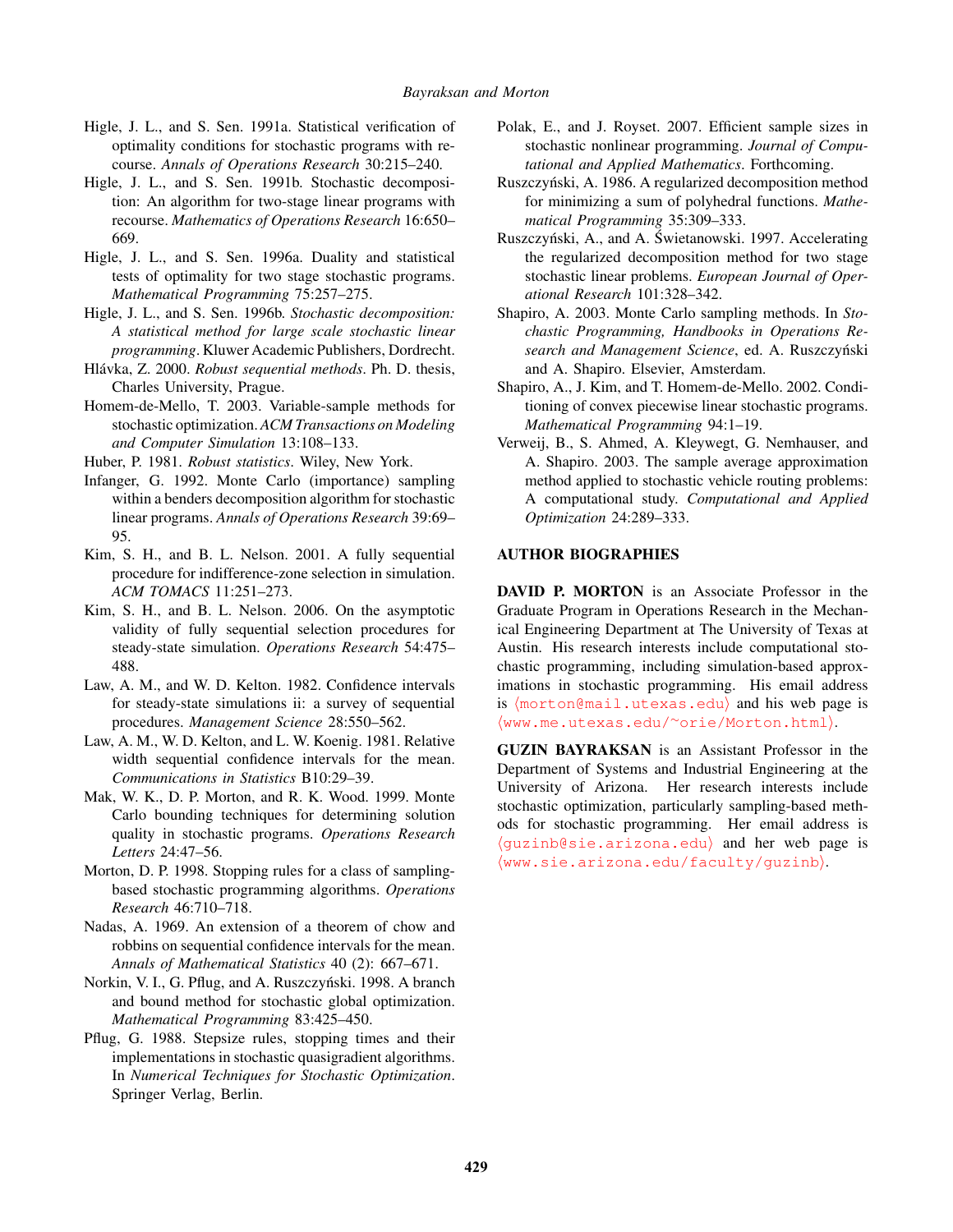Higle, J. L., and S. Sen. 1991a. Statistical verification of optimality conditions for stochastic programs with recourse. *Annals of Operations Research* 30:215–240.

Higle, J. L., and S. Sen. 1991b. Stochastic decomposition: An algorithm for two-stage linear programs with recourse. *Mathematics of Operations Research* 16:650–669.

Higle, J. L., and S. Sen. 1996a. Duality and statistical tests of optimality for two stage stochastic programs. *Mathematical Programming* 75:257–275.

Higle, J. L., and S. Sen. 1996b. *Stochastic decomposition: A statistical method for large scale stochastic linear programming*. Kluwer Academic Publishers, Dordrecht.

Hlávka, Z. 2000. *Robust sequential methods*. Ph. D. thesis, Charles University, Prague.

Homem-de-Mello, T. 2003. Variable-sample methods for stochastic optimization. *ACM Transactions on Modeling and Computer Simulation* 13:108–133.

Huber, P. 1981. *Robust statistics*. Wiley, New York.

Infanger, G. 1992. Monte Carlo (importance) sampling within a benders decomposition algorithm for stochastic linear programs. *Annals of Operations Research* 39:69–95.

Kim, S. H., and B. L. Nelson. 2001. A fully sequential procedure for indifference-zone selection in simulation. *ACM TOMACS* 11:251–273.

Kim, S. H., and B. L. Nelson. 2006. On the asymptotic validity of fully sequential selection procedures for steady-state simulation. *Operations Research* 54:475–488.

Law, A. M., and W. D. Kelton. 1982. Confidence intervals for steady-state simulations ii: a survey of sequential procedures. *Management Science* 28:550–562.

Law, A. M., W. D. Kelton, and L. W. Koenig. 1981. Relative width sequential confidence intervals for the mean. *Communications in Statistics* B10:29–39.

Mak, W. K., D. P. Morton, and R. K. Wood. 1999. Monte Carlo bounding techniques for determining solution quality in stochastic programs. *Operations Research Letters* 24:47–56.

Morton, D. P. 1998. Stopping rules for a class of sampling-based stochastic programming algorithms. *Operations Research* 46:710–718.

Nadas, A. 1969. An extension of a theorem of chow and robbins on sequential confidence intervals for the mean. *Annals of Mathematical Statistics* 40 (2): 667–671.

Norkin, V. I., G. Pflug, and A. Ruszczyński. 1998. A branch and bound method for stochastic global optimization. *Mathematical Programming* 83:425–450.

Pflug, G. 1988. Stepsize rules, stopping times and their implementations in stochastic quasigradient algorithms. In *Numerical Techniques for Stochastic Optimization*. Springer Verlag, Berlin.

Polak, E., and J. Royset. 2007. Efficient sample sizes in stochastic nonlinear programming. *Journal of Computational and Applied Mathematics*. Forthcoming.

Ruszczyński, A. 1986. A regularized decomposition method for minimizing a sum of polyhedral functions. *Mathematical Programming* 35:309–333.

Ruszczyński, A., and A. Świetanowski. 1997. Accelerating the regularized decomposition method for two stage stochastic linear problems. *European Journal of Operational Research* 101:328–342.

Shapiro, A. 2003. Monte Carlo sampling methods. In *Stochastic Programming, Handbooks in Operations Research and Management Science*, ed. A. Ruszczyński and A. Shapiro. Elsevier, Amsterdam.

Shapiro, A., J. Kim, and T. Homem-de-Mello. 2002. Conditioning of convex piecewise linear stochastic programs. *Mathematical Programming* 94:1–19.

Verweij, B., S. Ahmed, A. Kleywegt, G. Nemhauser, and A. Shapiro. 2003. The sample average approximation method applied to stochastic vehicle routing problems: A computational study. *Computational and Applied Optimization* 24:289–333.

## AUTHOR BIOGRAPHIES

**DAVID P. MORTON** is an Associate Professor in the Graduate Program in Operations Research in the Mechanical Engineering Department at The University of Texas at Austin. His research interests include computational stochastic programming, including simulation-based approximations in stochastic programming. His email address is ⟨morton@mail.utexas.edu⟩ and his web page is ⟨www.me.utexas.edu/~orie/Morton.html⟩.

**GUZIN BAYRAKSAN** is an Assistant Professor in the Department of Systems and Industrial Engineering at the University of Arizona. Her research interests include stochastic optimization, particularly sampling-based methods for stochastic programming. Her email address is ⟨guzinb@sie.arizona.edu⟩ and her web page is ⟨www.sie.arizona.edu/faculty/guzinb⟩.